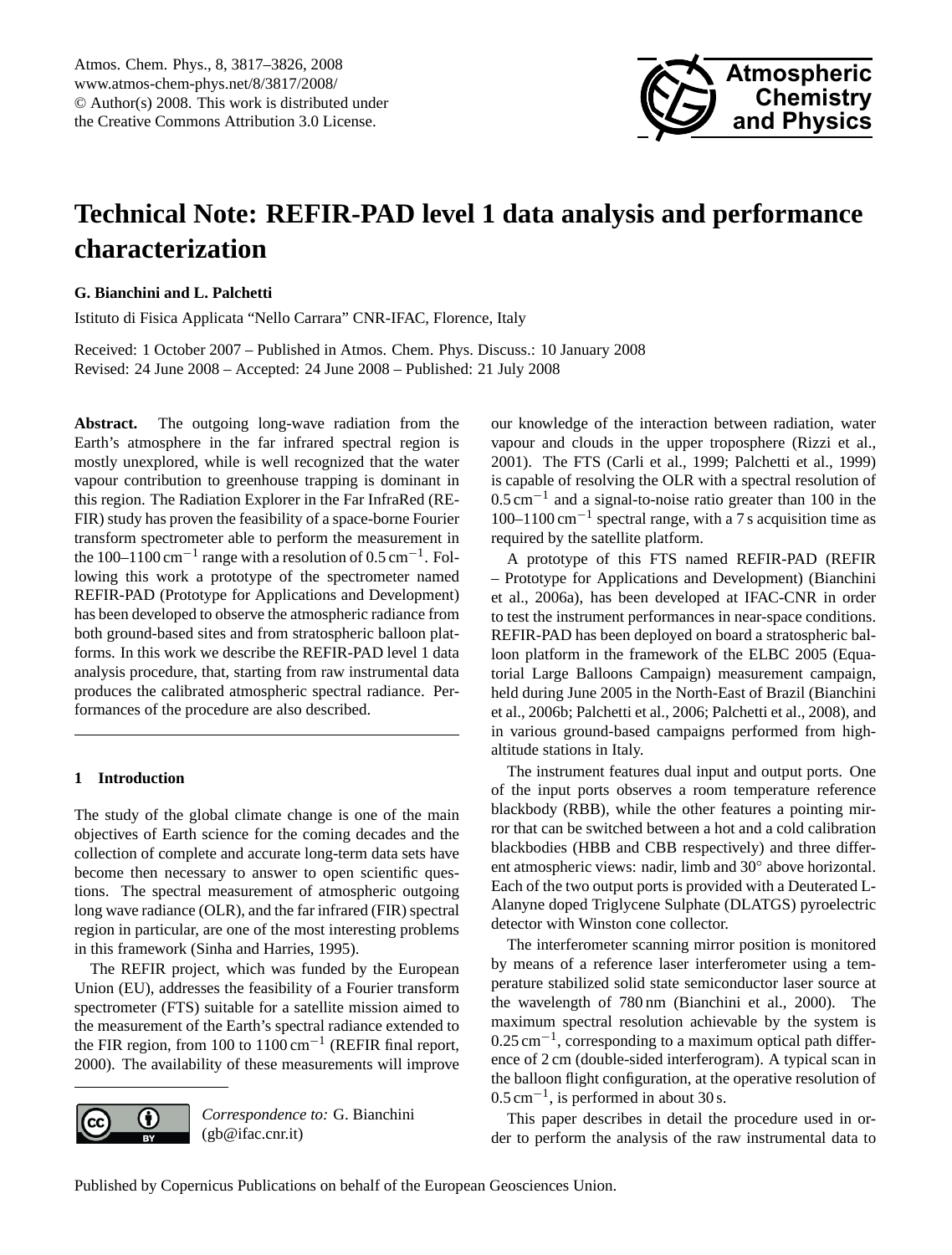# Technical Note: REFIR-PAD level 1 data analysis and performance characterization

**G. Bianchini and L. Palchetti**

Istituto di Fisica Applicata "Nello Carrara" CNR-IFAC, Florence, Italy

Received: 1 October 2007 – Published in Atmos. Chem. Phys. Discuss.: 10 January 2008
Revised: 24 June 2008 – Accepted: 24 June 2008 – Published: 21 July 2008

**Abstract.** The outgoing long-wave radiation from the Earth's atmosphere in the far infrared spectral region is mostly unexplored, while is well recognized that the water vapour contribution to greenhouse trapping is dominant in this region. The Radiation Explorer in the Far InfraRed (REFIR) study has proven the feasibility of a space-borne Fourier transform spectrometer able to perform the measurement in the 100–1100 $cm^{-1}$ range with a resolution of 0.5 $cm^{-1}$. Following this work a prototype of the spectrometer named REFIR-PAD (Prototype for Applications and Development) has been developed to observe the atmospheric radiance from both ground-based sites and from stratospheric balloon platforms. In this work we describe the REFIR-PAD level 1 data analysis procedure, that, starting from raw instrumental data produces the calibrated atmospheric spectral radiance. Performances of the procedure are also described.

## 1 Introduction

The study of the global climate change is one of the main objectives of Earth science for the coming decades and the collection of complete and accurate long-term data sets have become then necessary to answer to open scientific questions. The spectral measurement of atmospheric outgoing long wave radiance (OLR), and the far infrared (FIR) spectral region in particular, are one of the most interesting problems in this framework (Sinha and Harries, 1995).

The REFIR project, which was funded by the European Union (EU), addresses the feasibility of a Fourier transform spectrometer (FTS) suitable for a satellite mission aimed to the measurement of the Earth's spectral radiance extended to the FIR region, from 100 to 1100 $cm^{-1}$ (REFIR final report, 2000). The availability of these measurements will improve our knowledge of the interaction between radiation, water vapour and clouds in the upper troposphere (Rizzi et al., 2001). The FTS (Carli et al., 1999; Palchetti et al., 1999) is capable of resolving the OLR with a spectral resolution of 0.5 $cm^{-1}$ and a signal-to-noise ratio greater than 100 in the 100–1100 $cm^{-1}$ spectral range, with a 7 s acquisition time as required by the satellite platform.

A prototype of this FTS named REFIR-PAD (REFIR – Prototype for Applications and Development) (Bianchini et al., 2006a), has been developed at IFAC-CNR in order to test the instrument performances in near-space conditions. REFIR-PAD has been deployed on board a stratospheric balloon platform in the framework of the ELBC 2005 (Equatorial Large Balloons Campaign) measurement campaign, held during June 2005 in the North-East of Brazil (Bianchini et al., 2006b; Palchetti et al., 2006; Palchetti et al., 2008), and in various ground-based campaigns performed from high-altitude stations in Italy.

The instrument features dual input and output ports. One of the input ports observes a room temperature reference blackbody (RBB), while the other features a pointing mirror that can be switched between a hot and a cold calibration blackbodies (HBB and CBB respectively) and three different atmospheric views: nadir, limb and 30° above horizontal. Each of the two output ports is provided with a Deuterated L-Alanyne doped Triglycene Sulphate (DLATGS) pyroelectric detector with Winston cone collector.

The interferometer scanning mirror position is monitored by means of a reference laser interferometer using a temperature stabilized solid state semiconductor laser source at the wavelength of 780 nm (Bianchini et al., 2000). The maximum spectral resolution achievable by the system is 0.25 $cm^{-1}$, corresponding to a maximum optical path difference of 2 cm (double-sided interferogram). A typical scan in the balloon flight configuration, at the operative resolution of 0.5 $cm^{-1}$, is performed in about 30 s.

This paper describes in detail the procedure used in order to perform the analysis of the raw instrumental data to

*Correspondence to:* G. Bianchini (gb@ifac.cnr.it)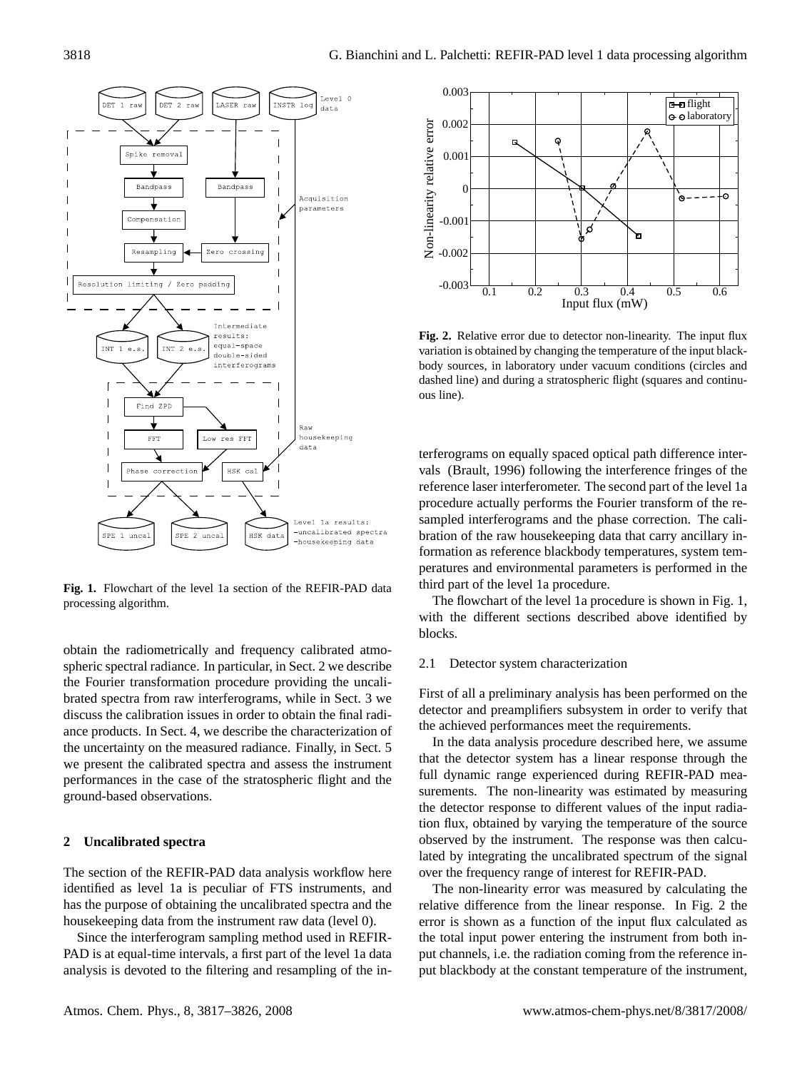Fig. 1. Flowchart of the level 1a section of the REFIR-PAD data processing algorithm.

obtain the radiometrically and frequency calibrated atmospheric spectral radiance. In particular, in Sect. 2 we describe the Fourier transformation procedure providing the uncalibrated spectra from raw interferograms, while in Sect. 3 we discuss the calibration issues in order to obtain the final radiance products. In Sect. 4, we describe the characterization of the uncertainty on the measured radiance. Finally, in Sect. 5 we present the calibrated spectra and assess the instrument performances in the case of the stratospheric flight and the ground-based observations.

## 2 Uncalibrated spectra

The section of the REFIR-PAD data analysis workflow here identified as level 1a is peculiar of FTS instruments, and has the purpose of obtaining the uncalibrated spectra and the housekeeping data from the instrument raw data (level 0).

Since the interferogram sampling method used in REFIR-PAD is at equal-time intervals, a first part of the level 1a data analysis is devoted to the filtering and resampling of the interferograms on equally spaced optical path difference intervals (Brault, 1996) following the interference fringes of the reference laser interferometer. The second part of the level 1a procedure actually performs the Fourier transform of the resampled interferograms and the phase correction. The calibration of the raw housekeeping data that carry ancillary information as reference blackbody temperatures, system temperatures and environmental parameters is performed in the third part of the level 1a procedure.

Fig. 2. Relative error due to detector non-linearity. The input flux variation is obtained by changing the temperature of the input blackbody sources, in laboratory under vacuum conditions (circles and dashed line) and during a stratospheric flight (squares and continuous line).

The flowchart of the level 1a procedure is shown in Fig. 1, with the different sections described above identified by blocks.

### 2.1 Detector system characterization

First of all a preliminary analysis has been performed on the detector and preamplifiers subsystem in order to verify that the achieved performances meet the requirements.

In the data analysis procedure described here, we assume that the detector system has a linear response through the full dynamic range experienced during REFIR-PAD measurements. The non-linearity was estimated by measuring the detector response to different values of the input radiation flux, obtained by varying the temperature of the source observed by the instrument. The response was then calculated by integrating the uncalibrated spectrum of the signal over the frequency range of interest for REFIR-PAD.

The non-linearity error was measured by calculating the relative difference from the linear response. In Fig. 2 the error is shown as a function of the input flux calculated as the total input power entering the instrument from both input channels, i.e. the radiation coming from the reference input blackbody at the constant temperature of the instrument,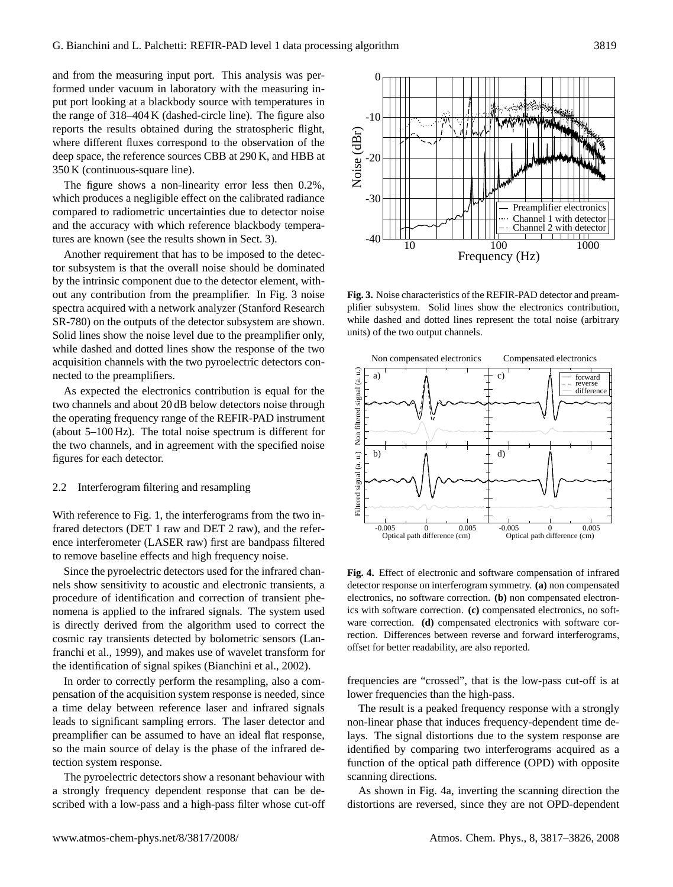and from the measuring input port. This analysis was performed under vacuum in laboratory with the measuring input port looking at a blackbody source with temperatures in the range of 318–404 K (dashed-circle line). The figure also reports the results obtained during the stratospheric flight, where different fluxes correspond to the observation of the deep space, the reference sources CBB at 290 K, and HBB at 350 K (continuous-square line).

The figure shows a non-linearity error less then 0.2%, which produces a negligible effect on the calibrated radiance compared to radiometric uncertainties due to detector noise and the accuracy with which reference blackbody temperatures are known (see the results shown in Sect. 3).

Another requirement that has to be imposed to the detector subsystem is that the overall noise should be dominated by the intrinsic component due to the detector element, without any contribution from the preamplifier. In Fig. 3 noise spectra acquired with a network analyzer (Stanford Research SR-780) on the outputs of the detector subsystem are shown. Solid lines show the noise level due to the preamplifier only, while dashed and dotted lines show the response of the two acquisition channels with the two pyroelectric detectors connected to the preamplifiers.

As expected the electronics contribution is equal for the two channels and about 20 dB below detectors noise through the operating frequency range of the REFIR-PAD instrument (about 5–100 Hz). The total noise spectrum is different for the two channels, and in agreement with the specified noise figures for each detector.

### 2.2 Interferogram filtering and resampling

With reference to Fig. 1, the interferograms from the two infrared detectors (DET 1 raw and DET 2 raw), and the reference interferometer (LASER raw) first are bandpass filtered to remove baseline effects and high frequency noise.

Since the pyroelectric detectors used for the infrared channels show sensitivity to acoustic and electronic transients, a procedure of identification and correction of transient phenomena is applied to the infrared signals. The system used is directly derived from the algorithm used to correct the cosmic ray transients detected by bolometric sensors (Lanfranchi et al., 1999), and makes use of wavelet transform for the identification of signal spikes (Bianchini et al., 2002).

In order to correctly perform the resampling, also a compensation of the acquisition system response is needed, since a time delay between reference laser and infrared signals leads to significant sampling errors. The laser detector and preamplifier can be assumed to have an ideal flat response, so the main source of delay is the phase of the infrared detection system response.

The pyroelectric detectors show a resonant behaviour with a strongly frequency dependent response that can be described with a low-pass and a high-pass filter whose cut-off frequencies are "crossed", that is the low-pass cut-off is at lower frequencies than the high-pass.

The result is a peaked frequency response with a strongly non-linear phase that induces frequency-dependent time delays. The signal distortions due to the system response are identified by comparing two interferograms acquired as a function of the optical path difference (OPD) with opposite scanning directions.

As shown in Fig. 4a, inverting the scanning direction the distortions are reversed, since they are not OPD-dependent

**Fig. 3.** Noise characteristics of the REFIR-PAD detector and preamplifier subsystem. Solid lines show the electronics contribution, while dashed and dotted lines represent the total noise (arbitrary units) of the two output channels.

**Fig. 4.** Effect of electronic and software compensation of infrared detector response on interferogram symmetry. **(a)** non compensated electronics, no software correction. **(b)** non compensated electronics with software correction. **(c)** compensated electronics, no software correction. **(d)** compensated electronics with software correction. Differences between reverse and forward interferograms, offset for better readability, are also reported.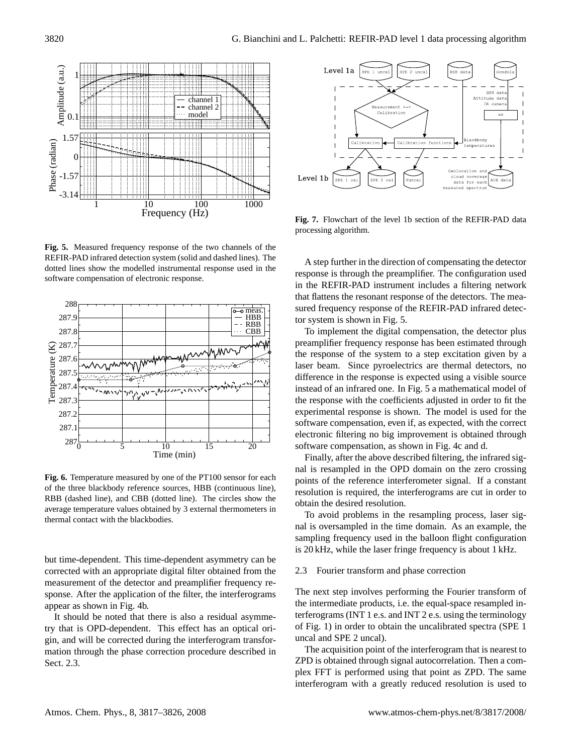**Fig. 5.** Measured frequency response of the two channels of the REFIR-PAD infrared detection system (solid and dashed lines). The dotted lines show the modelled instrumental response used in the software compensation of electronic response.

**Fig. 6.** Temperature measured by one of the PT100 sensor for each of the three blackbody reference sources, HBB (continuous line), RBB (dashed line), and CBB (dotted line). The circles show the average temperature values obtained by 3 external thermometers in thermal contact with the blackbodies.

but time-dependent. This time-dependent asymmetry can be corrected with an appropriate digital filter obtained from the measurement of the detector and preamplifier frequency response. After the application of the filter, the interferograms appear as shown in Fig. 4b.

It should be noted that there is also a residual asymmetry that is OPD-dependent. This effect has an optical origin, and will be corrected during the interferogram transformation through the phase correction procedure described in Sect. 2.3.

**Fig. 7.** Flowchart of the level 1b section of the REFIR-PAD data processing algorithm.

A step further in the direction of compensating the detector response is through the preamplifier. The configuration used in the REFIR-PAD instrument includes a filtering network that flattens the resonant response of the detectors. The measured frequency response of the REFIR-PAD infrared detector system is shown in Fig. 5.

To implement the digital compensation, the detector plus preamplifier frequency response has been estimated through the response of the system to a step excitation given by a laser beam. Since pyroelectrics are thermal detectors, no difference in the response is expected using a visible source instead of an infrared one. In Fig. 5 a mathematical model of the response with the coefficients adjusted in order to fit the experimental response is shown. The model is used for the software compensation, even if, as expected, with the correct electronic filtering no big improvement is obtained through software compensation, as shown in Fig. 4c and d.

Finally, after the above described filtering, the infrared signal is resampled in the OPD domain on the zero crossing points of the reference interferometer signal. If a constant resolution is required, the interferograms are cut in order to obtain the desired resolution.

To avoid problems in the resampling process, laser signal is oversampled in the time domain. As an example, the sampling frequency used in the balloon flight configuration is 20 kHz, while the laser fringe frequency is about 1 kHz.

### 2.3 Fourier transform and phase correction

The next step involves performing the Fourier transform of the intermediate products, i.e. the equal-space resampled interferograms (INT 1 e.s. and INT 2 e.s. using the terminology of Fig. 1) in order to obtain the uncalibrated spectra (SPE 1 uncal and SPE 2 uncal).

The acquisition point of the interferogram that is nearest to ZPD is obtained through signal autocorrelation. Then a complex FFT is performed using that point as ZPD. The same interferogram with a greatly reduced resolution is used to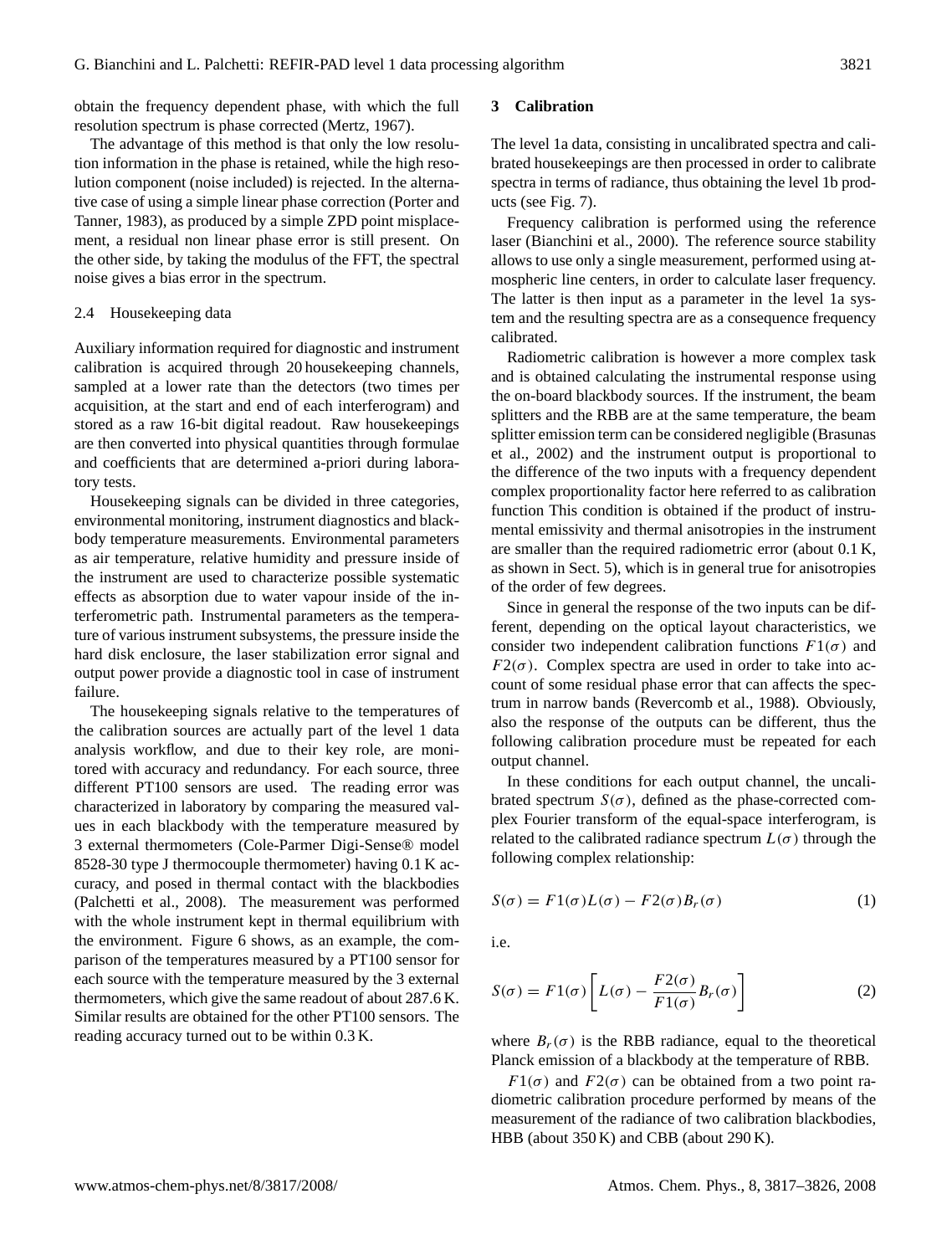obtain the frequency dependent phase, with which the full resolution spectrum is phase corrected (Mertz, 1967).

The advantage of this method is that only the low resolution information in the phase is retained, while the high resolution component (noise included) is rejected. In the alternative case of using a simple linear phase correction (Porter and Tanner, 1983), as produced by a simple ZPD point misplacement, a residual non linear phase error is still present. On the other side, by taking the modulus of the FFT, the spectral noise gives a bias error in the spectrum.

### 2.4 Housekeeping data

Auxiliary information required for diagnostic and instrument calibration is acquired through 20 housekeeping channels, sampled at a lower rate than the detectors (two times per acquisition, at the start and end of each interferogram) and stored as a raw 16-bit digital readout. Raw housekeepings are then converted into physical quantities through formulae and coefficients that are determined a-priori during laboratory tests.

Housekeeping signals can be divided in three categories, environmental monitoring, instrument diagnostics and blackbody temperature measurements. Environmental parameters as air temperature, relative humidity and pressure inside of the instrument are used to characterize possible systematic effects as absorption due to water vapour inside of the interferometric path. Instrumental parameters as the temperature of various instrument subsystems, the pressure inside the hard disk enclosure, the laser stabilization error signal and output power provide a diagnostic tool in case of instrument failure.

The housekeeping signals relative to the temperatures of the calibration sources are actually part of the level 1 data analysis workflow, and due to their key role, are monitored with accuracy and redundancy. For each source, three different PT100 sensors are used. The reading error was characterized in laboratory by comparing the measured values in each blackbody with the temperature measured by 3 external thermometers (Cole-Parmer Digi-Sense® model 8528-30 type J thermocouple thermometer) having 0.1 K accuracy, and posed in thermal contact with the blackbodies (Palchetti et al., 2008). The measurement was performed with the whole instrument kept in thermal equilibrium with the environment. Figure 6 shows, as an example, the comparison of the temperatures measured by a PT100 sensor for each source with the temperature measured by the 3 external thermometers, which give the same readout of about 287.6 K. Similar results are obtained for the other PT100 sensors. The reading accuracy turned out to be within 0.3 K.

## 3 Calibration

The level 1a data, consisting in uncalibrated spectra and calibrated housekeepings are then processed in order to calibrate spectra in terms of radiance, thus obtaining the level 1b products (see Fig. 7).

Frequency calibration is performed using the reference laser (Bianchini et al., 2000). The reference source stability allows to use only a single measurement, performed using atmospheric line centers, in order to calculate laser frequency. The latter is then input as a parameter in the level 1a system and the resulting spectra are as a consequence frequency calibrated.

Radiometric calibration is however a more complex task and is obtained calculating the instrumental response using the on-board blackbody sources. If the instrument, the beam splitters and the RBB are at the same temperature, the beam splitter emission term can be considered negligible (Brasunas et al., 2002) and the instrument output is proportional to the difference of the two inputs with a frequency dependent complex proportionality factor here referred to as calibration function This condition is obtained if the product of instrumental emissivity and thermal anisotropies in the instrument are smaller than the required radiometric error (about 0.1 K, as shown in Sect. 5), which is in general true for anisotropies of the order of few degrees.

Since in general the response of the two inputs can be different, depending on the optical layout characteristics, we consider two independent calibration functions $F1(\sigma)$ and $F2(\sigma)$. Complex spectra are used in order to take into account of some residual phase error that can affects the spectrum in narrow bands (Revercomb et al., 1988). Obviously, also the response of the outputs can be different, thus the following calibration procedure must be repeated for each output channel.

In these conditions for each output channel, the uncalibrated spectrum $S(\sigma)$, defined as the phase-corrected complex Fourier transform of the equal-space interferogram, is related to the calibrated radiance spectrum $L(\sigma)$ through the following complex relationship:

$$S(\sigma) = F1(\sigma)L(\sigma) - F2(\sigma)B_r(\sigma) \tag{1}$$

i.e.

$$S(\sigma) = F1(\sigma)\left[L(\sigma) - \frac{F2(\sigma)}{F1(\sigma)}B_r(\sigma)\right] \tag{2}$$

where $B_r(\sigma)$ is the RBB radiance, equal to the theoretical Planck emission of a blackbody at the temperature of RBB.

$F1(\sigma)$ and $F2(\sigma)$ can be obtained from a two point radiometric calibration procedure performed by means of the measurement of the radiance of two calibration blackbodies, HBB (about 350 K) and CBB (about 290 K).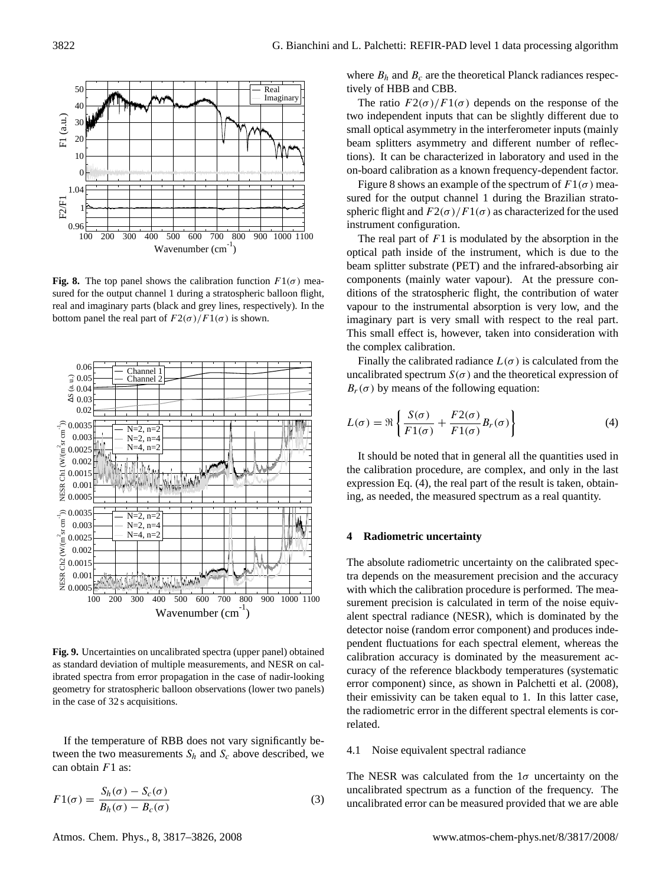**Fig. 8.** The top panel shows the calibration function $F1(\sigma)$ measured for the output channel 1 during a stratospheric balloon flight, real and imaginary parts (black and grey lines, respectively). In the bottom panel the real part of $F2(\sigma)/F1(\sigma)$ is shown.

**Fig. 9.** Uncertainties on uncalibrated spectra (upper panel) obtained as standard deviation of multiple measurements, and NESR on calibrated spectra from error propagation in the case of nadir-looking geometry for stratospheric balloon observations (lower two panels) in the case of 32 s acquisitions.

If the temperature of RBB does not vary significantly between the two measurements $S_h$ and $S_c$ above described, we can obtain $F1$ as:

$$F1(\sigma) = \frac{S_h(\sigma) - S_c(\sigma)}{B_h(\sigma) - B_c(\sigma)} \tag{3}$$

where $B_h$ and $B_c$ are the theoretical Planck radiances respectively of HBB and CBB.

The ratio $F2(\sigma)/F1(\sigma)$ depends on the response of the two independent inputs that can be slightly different due to small optical asymmetry in the interferometer inputs (mainly beam splitters asymmetry and different number of reflections). It can be characterized in laboratory and used in the on-board calibration as a known frequency-dependent factor.

Figure 8 shows an example of the spectrum of $F1(\sigma)$ measured for the output channel 1 during the Brazilian stratospheric flight and $F2(\sigma)/F1(\sigma)$ as characterized for the used instrument configuration.

The real part of $F1$ is modulated by the absorption in the optical path inside of the instrument, which is due to the beam splitter substrate (PET) and the infrared-absorbing air components (mainly water vapour). At the pressure conditions of the stratospheric flight, the contribution of water vapour to the instrumental absorption is very low, and the imaginary part is very small with respect to the real part. This small effect is, however, taken into consideration with the complex calibration.

Finally the calibrated radiance $L(\sigma)$ is calculated from the uncalibrated spectrum $S(\sigma)$ and the theoretical expression of $B_r(\sigma)$ by means of the following equation:

$$L(\sigma) = \Re\left\{ \frac{S(\sigma)}{F1(\sigma)} + \frac{F2(\sigma)}{F1(\sigma)} B_r(\sigma) \right\} \tag{4}$$

It should be noted that in general all the quantities used in the calibration procedure, are complex, and only in the last expression Eq. (4), the real part of the result is taken, obtaining, as needed, the measured spectrum as a real quantity.

## 4 Radiometric uncertainty

The absolute radiometric uncertainty on the calibrated spectra depends on the measurement precision and the accuracy with which the calibration procedure is performed. The measurement precision is calculated in term of the noise equivalent spectral radiance (NESR), which is dominated by the detector noise (random error component) and produces independent fluctuations for each spectral element, whereas the calibration accuracy is dominated by the measurement accuracy of the reference blackbody temperatures (systematic error component) since, as shown in Palchetti et al. (2008), their emissivity can be taken equal to 1. In this latter case, the radiometric error in the different spectral elements is correlated.

### 4.1 Noise equivalent spectral radiance

The NESR was calculated from the $1\sigma$ uncertainty on the uncalibrated spectrum as a function of the frequency. The uncalibrated error can be measured provided that we are able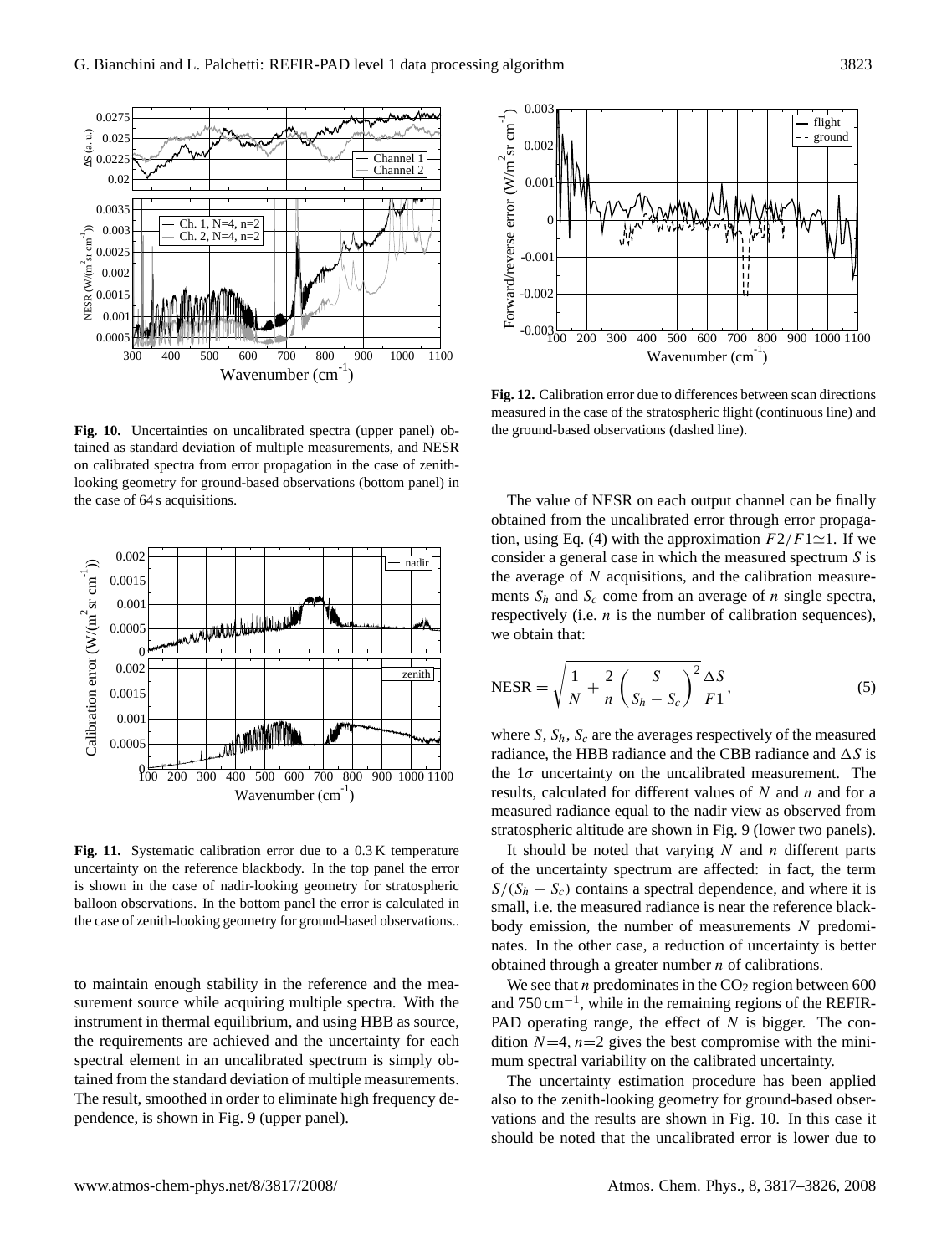**Fig. 10.** Uncertainties on uncalibrated spectra (upper panel) obtained as standard deviation of multiple measurements, and NESR on calibrated spectra from error propagation in the case of zenith-looking geometry for ground-based observations (bottom panel) in the case of 64 s acquisitions.

**Fig. 11.** Systematic calibration error due to a 0.3 K temperature uncertainty on the reference blackbody. In the top panel the error is shown in the case of nadir-looking geometry for stratospheric balloon observations. In the bottom panel the error is calculated in the case of zenith-looking geometry for ground-based observations..

**Fig. 12.** Calibration error due to differences between scan directions measured in the case of the stratospheric flight (continuous line) and the ground-based observations (dashed line).

to maintain enough stability in the reference and the measurement source while acquiring multiple spectra. With the instrument in thermal equilibrium, and using HBB as source, the requirements are achieved and the uncertainty for each spectral element in an uncalibrated spectrum is simply obtained from the standard deviation of multiple measurements. The result, smoothed in order to eliminate high frequency dependence, is shown in Fig. 9 (upper panel).

The value of NESR on each output channel can be finally obtained from the uncalibrated error through error propagation, using Eq. (4) with the approximation $F2/F1 \simeq 1$. If we consider a general case in which the measured spectrum $S$ is the average of $N$ acquisitions, and the calibration measurements $S_h$ and $S_c$ come from an average of $n$ single spectra, respectively (i.e. $n$ is the number of calibration sequences), we obtain that:

$$\mathrm{NESR} = \sqrt{\frac{1}{N} + \frac{2}{n}\left(\frac{S}{S_h - S_c}\right)^2}\frac{\Delta S}{F1}, \tag{5}$$

where $S$, $S_h$, $S_c$ are the averages respectively of the measured radiance, the HBB radiance and the CBB radiance and $\Delta S$ is the $1\sigma$ uncertainty on the uncalibrated measurement. The results, calculated for different values of $N$ and $n$ and for a measured radiance equal to the nadir view as observed from stratospheric altitude are shown in Fig. 9 (lower two panels).

It should be noted that varying $N$ and $n$ different parts of the uncertainty spectrum are affected: in fact, the term $S/(S_h - S_c)$ contains a spectral dependence, and where it is small, i.e. the measured radiance is near the reference blackbody emission, the number of measurements $N$ predominates. In the other case, a reduction of uncertainty is better obtained through a greater number $n$ of calibrations.

We see that $n$ predominates in the $CO_2$ region between 600 and 750 $\mathrm{cm}^{-1}$, while in the remaining regions of the REFIR-PAD operating range, the effect of $N$ is bigger. The condition $N$=4, $n$=2 gives the best compromise with the minimum spectral variability on the calibrated uncertainty.

The uncertainty estimation procedure has been applied also to the zenith-looking geometry for ground-based observations and the results are shown in Fig. 10. In this case it should be noted that the uncalibrated error is lower due to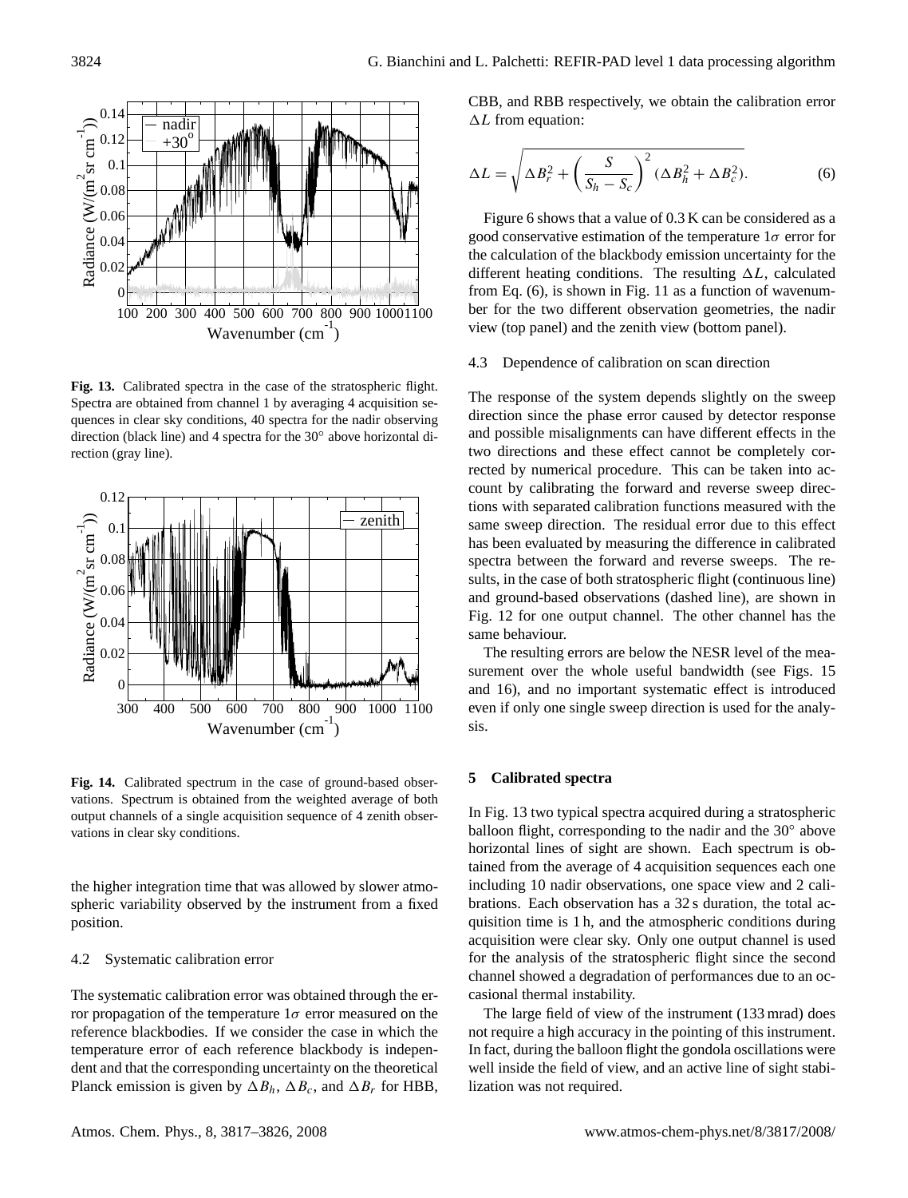**Fig. 13.** Calibrated spectra in the case of the stratospheric flight. Spectra are obtained from channel 1 by averaging 4 acquisition sequences in clear sky conditions, 40 spectra for the nadir observing direction (black line) and 4 spectra for the 30° above horizontal direction (gray line).

**Fig. 14.** Calibrated spectrum in the case of ground-based observations. Spectrum is obtained from the weighted average of both output channels of a single acquisition sequence of 4 zenith observations in clear sky conditions.

the higher integration time that was allowed by slower atmospheric variability observed by the instrument from a fixed position.

### 4.2 Systematic calibration error

The systematic calibration error was obtained through the error propagation of the temperature $1\sigma$ error measured on the reference blackbodies. If we consider the case in which the temperature error of each reference blackbody is independent and that the corresponding uncertainty on the theoretical Planck emission is given by $\Delta B_h$, $\Delta B_c$, and $\Delta B_r$ for HBB, CBB, and RBB respectively, we obtain the calibration error $\Delta L$ from equation:

$$\Delta L = \sqrt{\Delta B_r^2 + \left(\frac{S}{S_h - S_c}\right)^2 (\Delta B_h^2 + \Delta B_c^2)}. \quad (6)$$

Figure 6 shows that a value of 0.3 K can be considered as a good conservative estimation of the temperature $1\sigma$ error for the calculation of the blackbody emission uncertainty for the different heating conditions. The resulting $\Delta L$, calculated from Eq. (6), is shown in Fig. 11 as a function of wavenumber for the two different observation geometries, the nadir view (top panel) and the zenith view (bottom panel).

### 4.3 Dependence of calibration on scan direction

The response of the system depends slightly on the sweep direction since the phase error caused by detector response and possible misalignments can have different effects in the two directions and these effect cannot be completely corrected by numerical procedure. This can be taken into account by calibrating the forward and reverse sweep directions with separated calibration functions measured with the same sweep direction. The residual error due to this effect has been evaluated by measuring the difference in calibrated spectra between the forward and reverse sweeps. The results, in the case of both stratospheric flight (continuous line) and ground-based observations (dashed line), are shown in Fig. 12 for one output channel. The other channel has the same behaviour.

The resulting errors are below the NESR level of the measurement over the whole useful bandwidth (see Figs. 15 and 16), and no important systematic effect is introduced even if only one single sweep direction is used for the analysis.

## 5 Calibrated spectra

In Fig. 13 two typical spectra acquired during a stratospheric balloon flight, corresponding to the nadir and the 30° above horizontal lines of sight are shown. Each spectrum is obtained from the average of 4 acquisition sequences each one including 10 nadir observations, one space view and 2 calibrations. Each observation has a 32 s duration, the total acquisition time is 1 h, and the atmospheric conditions during acquisition were clear sky. Only one output channel is used for the analysis of the stratospheric flight since the second channel showed a degradation of performances due to an occasional thermal instability.

The large field of view of the instrument (133 mrad) does not require a high accuracy in the pointing of this instrument. In fact, during the balloon flight the gondola oscillations were well inside the field of view, and an active line of sight stabilization was not required.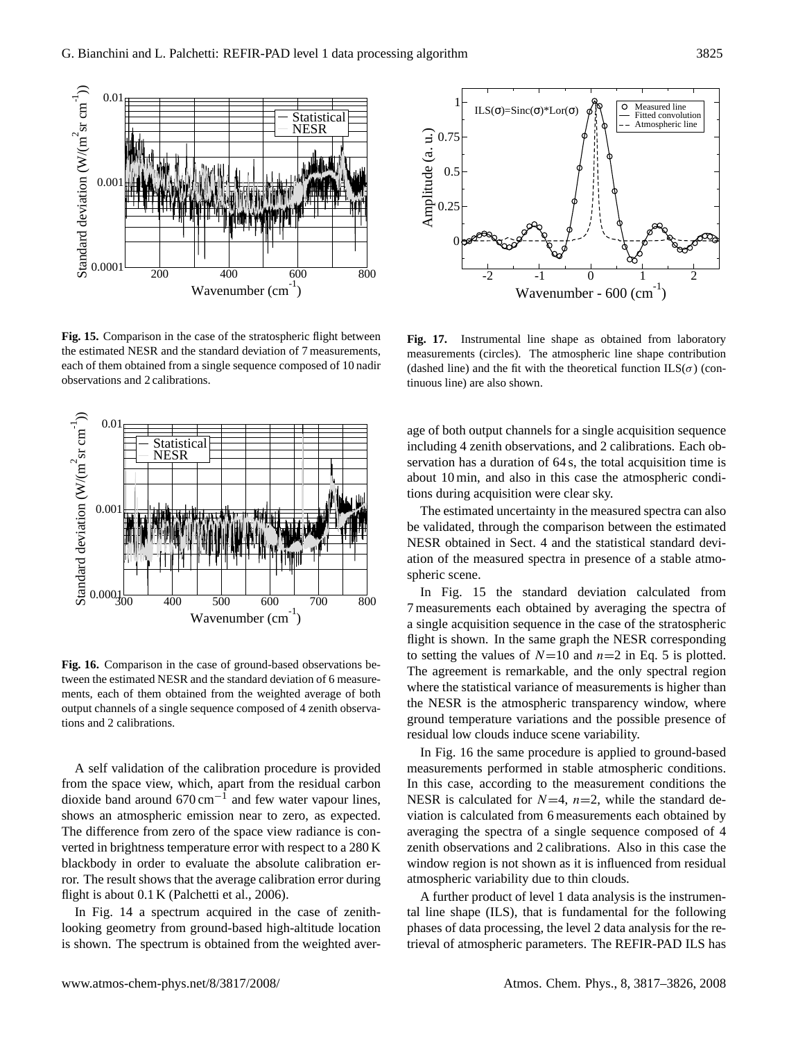**Fig. 15.** Comparison in the case of the stratospheric flight between the estimated NESR and the standard deviation of 7 measurements, each of them obtained from a single sequence composed of 10 nadir observations and 2 calibrations.

**Fig. 16.** Comparison in the case of ground-based observations between the estimated NESR and the standard deviation of 6 measurements, each of them obtained from the weighted average of both output channels of a single sequence composed of 4 zenith observations and 2 calibrations.

A self validation of the calibration procedure is provided from the space view, which, apart from the residual carbon dioxide band around 670 $cm^{-1}$ and few water vapour lines, shows an atmospheric emission near to zero, as expected. The difference from zero of the space view radiance is converted in brightness temperature error with respect to a 280 K blackbody in order to evaluate the absolute calibration error. The result shows that the average calibration error during flight is about 0.1 K (Palchetti et al., 2006).

In Fig. 14 a spectrum acquired in the case of zenith-looking geometry from ground-based high-altitude location is shown. The spectrum is obtained from the weighted average of both output channels for a single acquisition sequence including 4 zenith observations, and 2 calibrations. Each observation has a duration of 64 s, the total acquisition time is about 10 min, and also in this case the atmospheric conditions during acquisition were clear sky.

**Fig. 17.** Instrumental line shape as obtained from laboratory measurements (circles). The atmospheric line shape contribution (dashed line) and the fit with the theoretical function ILS($\sigma$) (continuous line) are also shown.

The estimated uncertainty in the measured spectra can also be validated, through the comparison between the estimated NESR obtained in Sect. 4 and the statistical standard deviation of the measured spectra in presence of a stable atmospheric scene.

In Fig. 15 the standard deviation calculated from 7 measurements each obtained by averaging the spectra of a single acquisition sequence in the case of the stratospheric flight is shown. In the same graph the NESR corresponding to setting the values of $N=10$ and $n=2$ in Eq. 5 is plotted. The agreement is remarkable, and the only spectral region where the statistical variance of measurements is higher than the NESR is the atmospheric transparency window, where ground temperature variations and the possible presence of residual low clouds induce scene variability.

In Fig. 16 the same procedure is applied to ground-based measurements performed in stable atmospheric conditions. In this case, according to the measurement conditions the NESR is calculated for $N=4$, $n=2$, while the standard deviation is calculated from 6 measurements each obtained by averaging the spectra of a single sequence composed of 4 zenith observations and 2 calibrations. Also in this case the window region is not shown as it is influenced from residual atmospheric variability due to thin clouds.

A further product of level 1 data analysis is the instrumental line shape (ILS), that is fundamental for the following phases of data processing, the level 2 data analysis for the retrieval of atmospheric parameters. The REFIR-PAD ILS has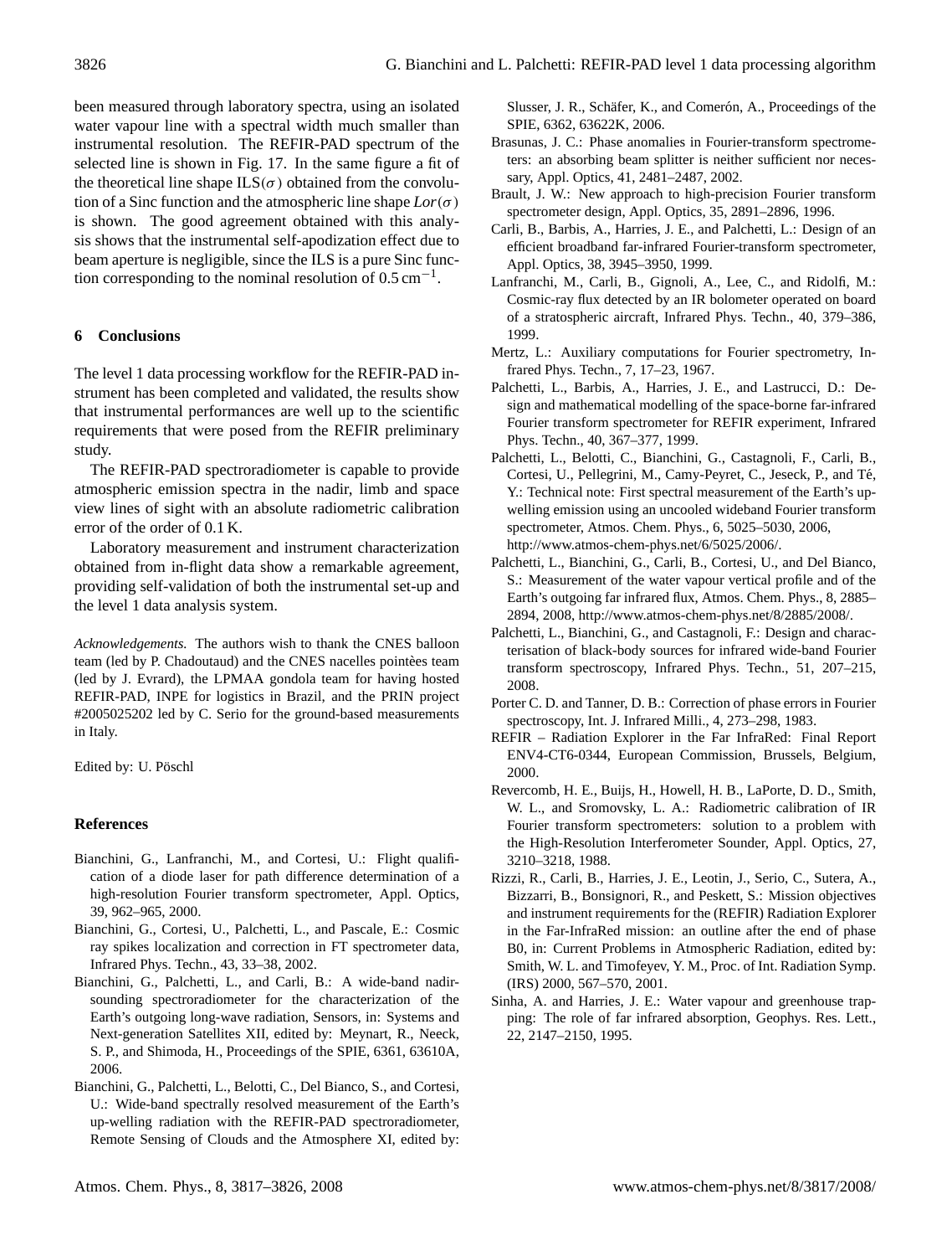been measured through laboratory spectra, using an isolated water vapour line with a spectral width much smaller than instrumental resolution. The REFIR-PAD spectrum of the selected line is shown in Fig. 17. In the same figure a fit of the theoretical line shape ILS($\sigma$) obtained from the convolution of a Sinc function and the atmospheric line shape $Lor(\sigma)$ is shown. The good agreement obtained with this analysis shows that the instrumental self-apodization effect due to beam aperture is negligible, since the ILS is a pure Sinc function corresponding to the nominal resolution of $0.5\,\mathrm{cm}^{-1}$.

## 6 Conclusions

The level 1 data processing workflow for the REFIR-PAD instrument has been completed and validated, the results show that instrumental performances are well up to the scientific requirements that were posed from the REFIR preliminary study.

The REFIR-PAD spectroradiometer is capable to provide atmospheric emission spectra in the nadir, limb and space view lines of sight with an absolute radiometric calibration error of the order of 0.1 K.

Laboratory measurement and instrument characterization obtained from in-flight data show a remarkable agreement, providing self-validation of both the instrumental set-up and the level 1 data analysis system.

*Acknowledgements.* The authors wish to thank the CNES balloon team (led by P. Chadoutaud) and the CNES nacelles pointèes team (led by J. Evrard), the LPMAA gondola team for having hosted REFIR-PAD, INPE for logistics in Brazil, and the PRIN project #2005025202 led by C. Serio for the ground-based measurements in Italy.

Edited by: U. Pöschl

## References

Bianchini, G., Lanfranchi, M., and Cortesi, U.: Flight qualification of a diode laser for path difference determination of a high-resolution Fourier transform spectrometer, Appl. Optics, 39, 962–965, 2000.

Bianchini, G., Cortesi, U., Palchetti, L., and Pascale, E.: Cosmic ray spikes localization and correction in FT spectrometer data, Infrared Phys. Techn., 43, 33–38, 2002.

Bianchini, G., Palchetti, L., and Carli, B.: A wide-band nadir-sounding spectroradiometer for the characterization of the Earth's outgoing long-wave radiation, Sensors, in: Systems and Next-generation Satellites XII, edited by: Meynart, R., Neeck, S. P., and Shimoda, H., Proceedings of the SPIE, 6361, 63610A, 2006.

Bianchini, G., Palchetti, L., Belotti, C., Del Bianco, S., and Cortesi, U.: Wide-band spectrally resolved measurement of the Earth's up-welling radiation with the REFIR-PAD spectroradiometer, Remote Sensing of Clouds and the Atmosphere XI, edited by: Slusser, J. R., Schäfer, K., and Comerón, A., Proceedings of the SPIE, 6362, 63622K, 2006.

Brasunas, J. C.: Phase anomalies in Fourier-transform spectrometers: an absorbing beam splitter is neither sufficient nor necessary, Appl. Optics, 41, 2481–2487, 2002.

Brault, J. W.: New approach to high-precision Fourier transform spectrometer design, Appl. Optics, 35, 2891–2896, 1996.

Carli, B., Barbis, A., Harries, J. E., and Palchetti, L.: Design of an efficient broadband far-infrared Fourier-transform spectrometer, Appl. Optics, 38, 3945–3950, 1999.

Lanfranchi, M., Carli, B., Gignoli, A., Lee, C., and Ridolfi, M.: Cosmic-ray flux detected by an IR bolometer operated on board of a stratospheric aircraft, Infrared Phys. Techn., 40, 379–386, 1999.

Mertz, L.: Auxiliary computations for Fourier spectrometry, Infrared Phys. Techn., 7, 17–23, 1967.

Palchetti, L., Barbis, A., Harries, J. E., and Lastrucci, D.: Design and mathematical modelling of the space-borne far-infrared Fourier transform spectrometer for REFIR experiment, Infrared Phys. Techn., 40, 367–377, 1999.

Palchetti, L., Belotti, C., Bianchini, G., Castagnoli, F., Carli, B., Cortesi, U., Pellegrini, M., Camy-Peyret, C., Jeseck, P., and Té, Y.: Technical note: First spectral measurement of the Earth's upwelling emission using an uncooled wideband Fourier transform spectrometer, Atmos. Chem. Phys., 6, 5025–5030, 2006, http://www.atmos-chem-phys.net/6/5025/2006/.

Palchetti, L., Bianchini, G., Carli, B., Cortesi, U., and Del Bianco, S.: Measurement of the water vapour vertical profile and of the Earth's outgoing far infrared flux, Atmos. Chem. Phys., 8, 2885–2894, 2008, http://www.atmos-chem-phys.net/8/2885/2008/.

Palchetti, L., Bianchini, G., and Castagnoli, F.: Design and characterisation of black-body sources for infrared wide-band Fourier transform spectroscopy, Infrared Phys. Techn., 51, 207–215, 2008.

Porter C. D. and Tanner, D. B.: Correction of phase errors in Fourier spectroscopy, Int. J. Infrared Milli., 4, 273–298, 1983.

REFIR – Radiation Explorer in the Far InfraRed: Final Report ENV4-CT6-0344, European Commission, Brussels, Belgium, 2000.

Revercomb, H. E., Buijs, H., Howell, H. B., LaPorte, D. D., Smith, W. L., and Sromovsky, L. A.: Radiometric calibration of IR Fourier transform spectrometers: solution to a problem with the High-Resolution Interferometer Sounder, Appl. Optics, 27, 3210–3218, 1988.

Rizzi, R., Carli, B., Harries, J. E., Leotin, J., Serio, C., Sutera, A., Bizzarri, B., Bonsignori, R., and Peskett, S.: Mission objectives and instrument requirements for the (REFIR) Radiation Explorer in the Far-InfraRed mission: an outline after the end of phase B0, in: Current Problems in Atmospheric Radiation, edited by: Smith, W. L. and Timofeyev, Y. M., Proc. of Int. Radiation Symp. (IRS) 2000, 567–570, 2001.

Sinha, A. and Harries, J. E.: Water vapour and greenhouse trapping: The role of far infrared absorption, Geophys. Res. Lett., 22, 2147–2150, 1995.